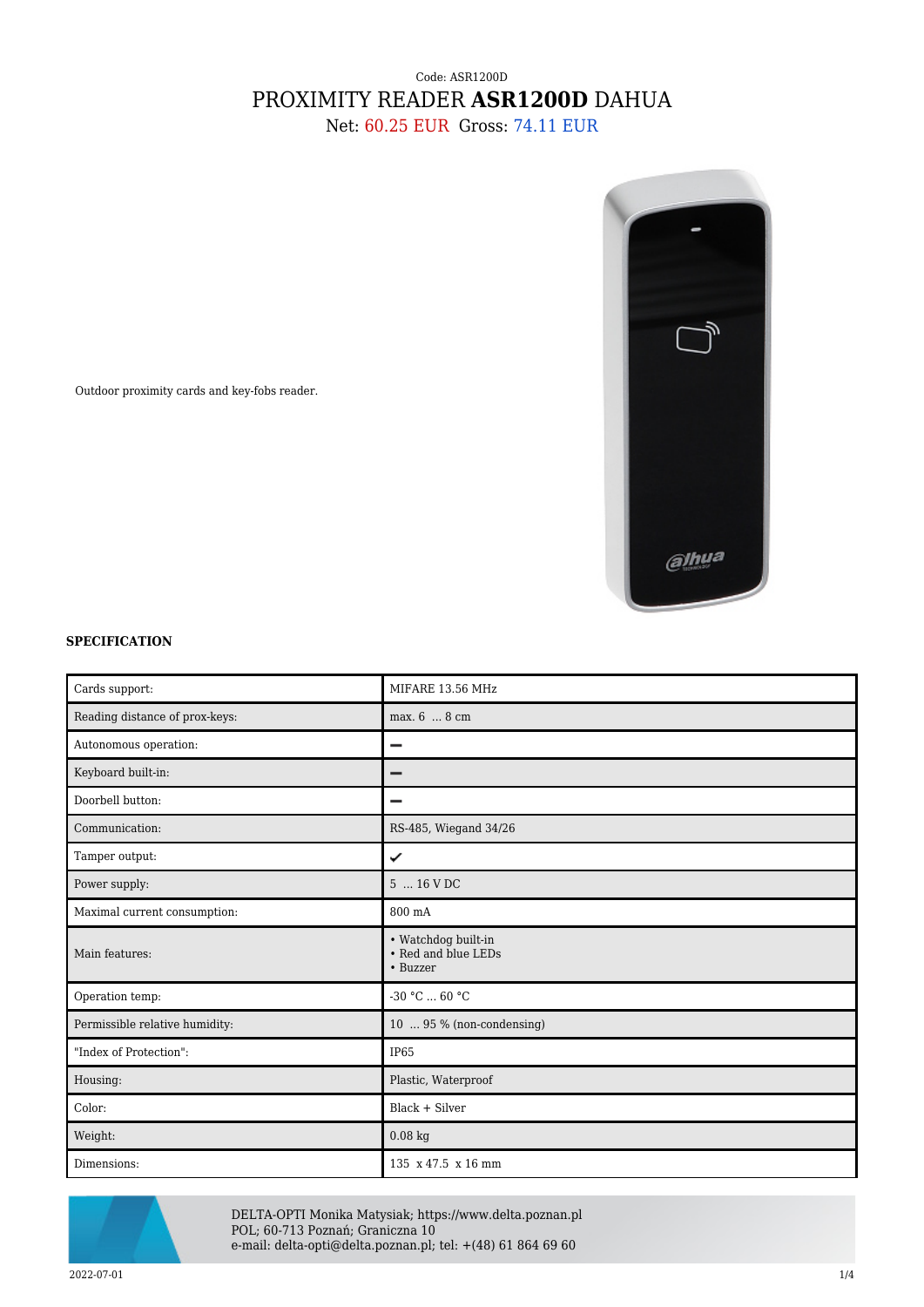Code: ASR1200D

# PROXIMITY READER **ASR1200D** DAHUA

Net: 60.25 EUR Gross: 74.11 EUR

Outdoor proximity cards and key-fobs reader.

**SPECIFICATION**

| | |
|---|---|
| Cards support: | MIFARE 13.56 MHz |
| Reading distance of prox-keys: | max. 6 ... 8 cm |
| Autonomous operation: | – |
| Keyboard built-in: | – |
| Doorbell button: | – |
| Communication: | RS-485, Wiegand 34/26 |
| Tamper output: | ✔ |
| Power supply: | 5 ... 16 V DC |
| Maximal current consumption: | 800 mA |
| Main features: | • Watchdog built-in<br>• Red and blue LEDs<br>• Buzzer |
| Operation temp: | -30 °C ... 60 °C |
| Permissible relative humidity: | 10 ... 95 % (non-condensing) |
| "Index of Protection": | IP65 |
| Housing: | Plastic, Waterproof |
| Color: | Black + Silver |
| Weight: | 0.08 kg |
| Dimensions: | 135 x 47.5 x 16 mm |

DELTA-OPTI Monika Matysiak; https://www.delta.poznan.pl
POL; 60-713 Poznań; Graniczna 10
e-mail: delta-opti@delta.poznan.pl; tel: +(48) 61 864 69 60

2022-07-01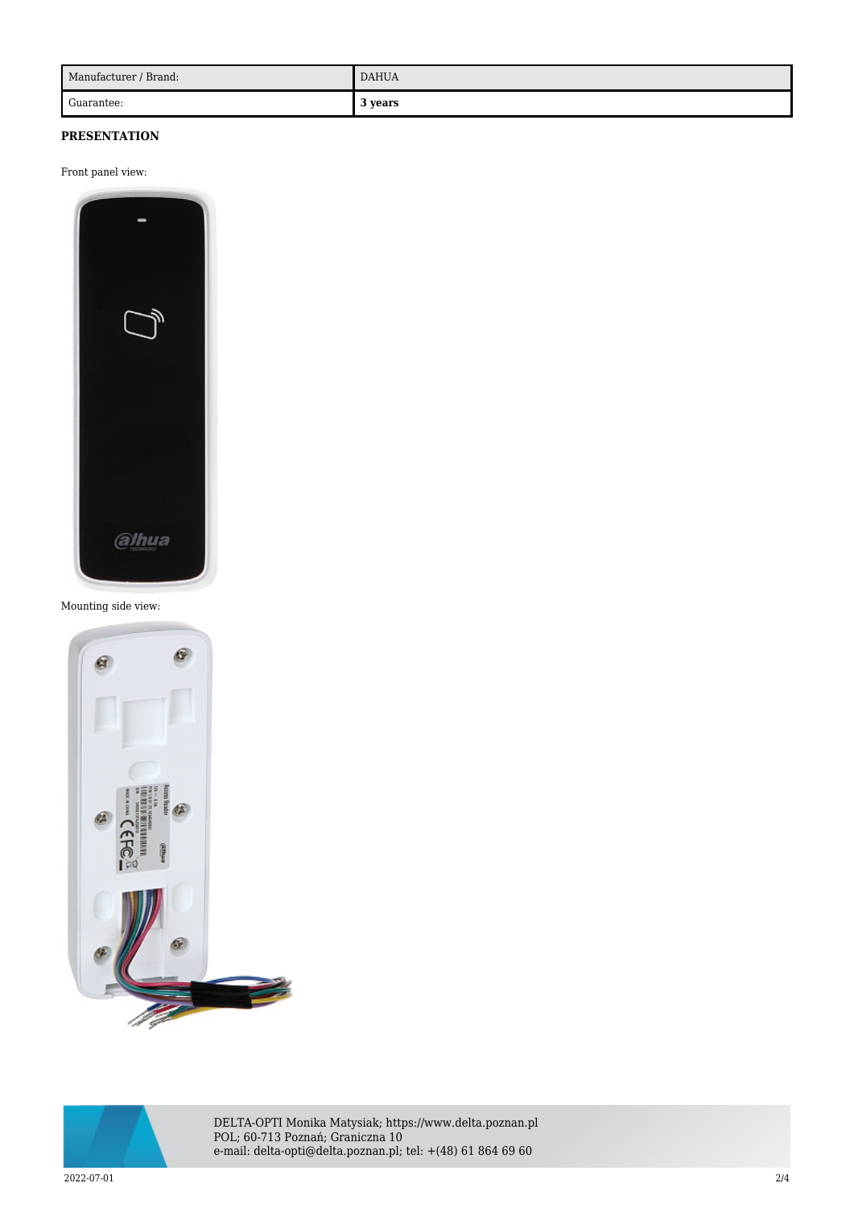| Manufacturer / Brand: | DAHUA |
| --- | --- |
| Guarantee: | **3 years** |

**PRESENTATION**

Front panel view:

Mounting side view: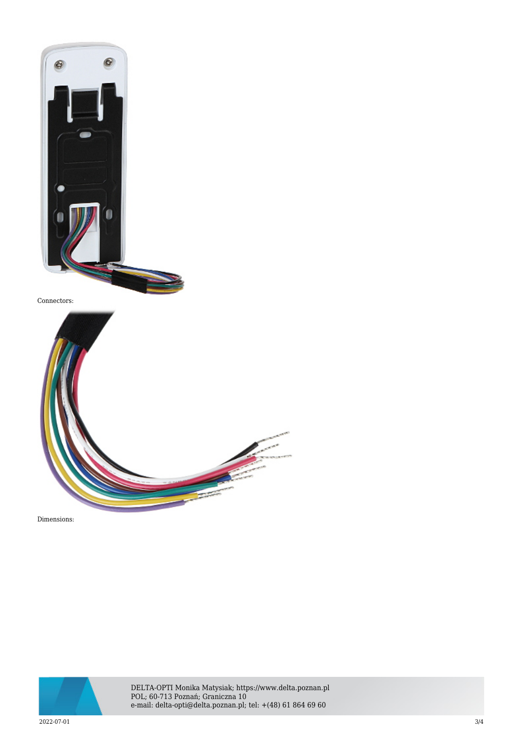Connectors:

Dimensions: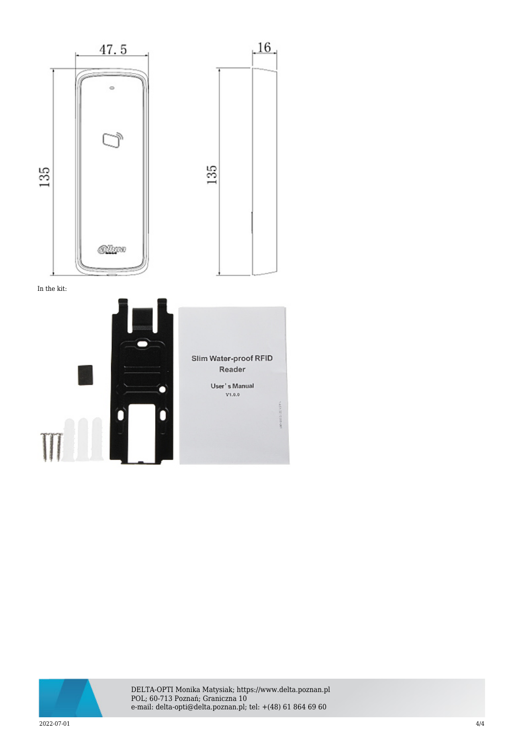47.5

16

135

135

In the kit:

Slim Water-proof RFID Reader

User's Manual

V1.0.0